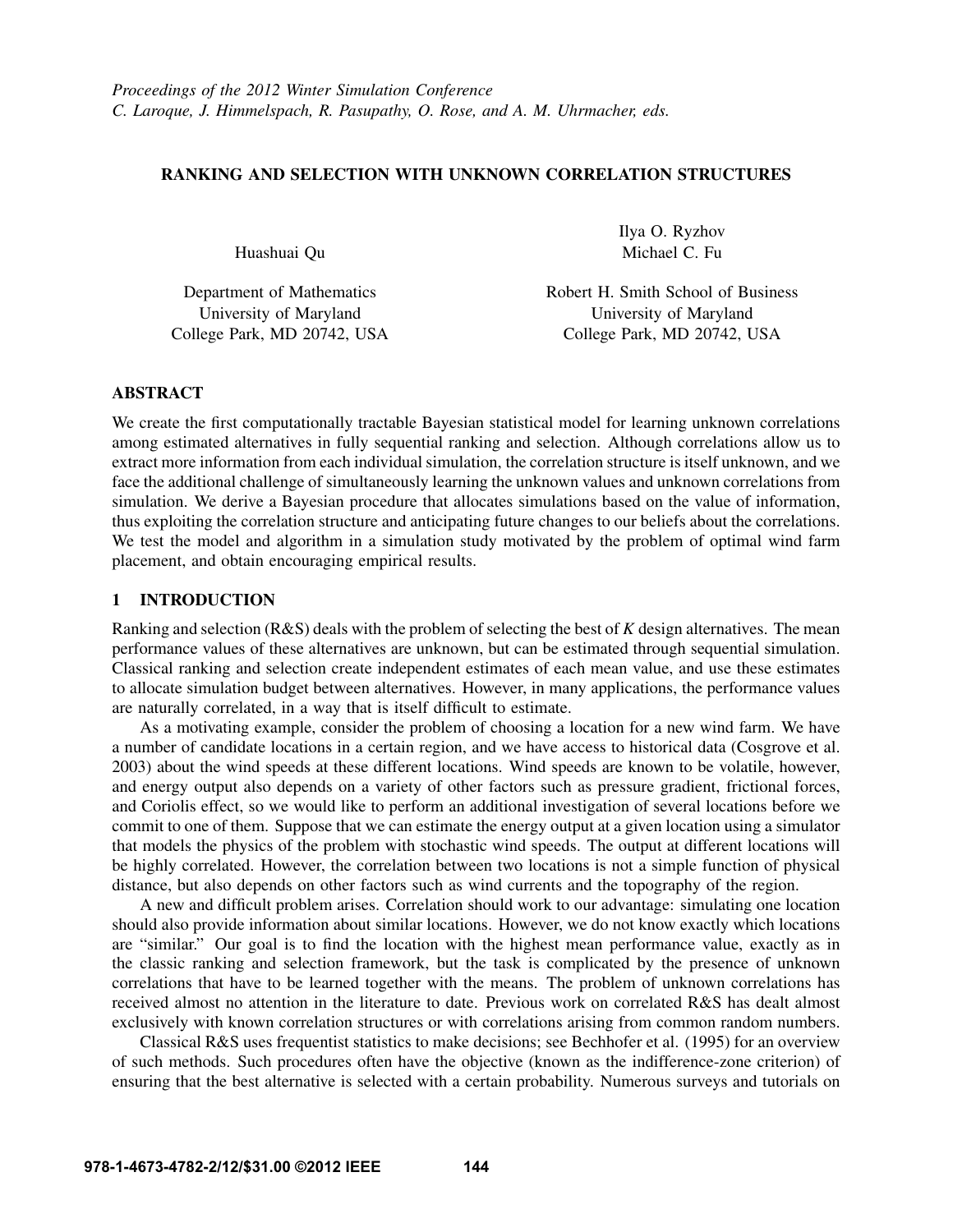*Proceedings of the 2012 Winter Simulation Conference*
*C. Laroque, J. Himmelspach, R. Pasupathy, O. Rose, and A. M. Uhrmacher, eds.*

# RANKING AND SELECTION WITH UNKNOWN CORRELATION STRUCTURES

Huashuai Qu

Department of Mathematics
University of Maryland
College Park, MD 20742, USA

Ilya O. Ryzhov
Michael C. Fu

Robert H. Smith School of Business
University of Maryland
College Park, MD 20742, USA

## ABSTRACT

We create the first computationally tractable Bayesian statistical model for learning unknown correlations among estimated alternatives in fully sequential ranking and selection. Although correlations allow us to extract more information from each individual simulation, the correlation structure is itself unknown, and we face the additional challenge of simultaneously learning the unknown values and unknown correlations from simulation. We derive a Bayesian procedure that allocates simulations based on the value of information, thus exploiting the correlation structure and anticipating future changes to our beliefs about the correlations. We test the model and algorithm in a simulation study motivated by the problem of optimal wind farm placement, and obtain encouraging empirical results.

## 1 INTRODUCTION

Ranking and selection (R&S) deals with the problem of selecting the best of $K$ design alternatives. The mean performance values of these alternatives are unknown, but can be estimated through sequential simulation. Classical ranking and selection create independent estimates of each mean value, and use these estimates to allocate simulation budget between alternatives. However, in many applications, the performance values are naturally correlated, in a way that is itself difficult to estimate.

As a motivating example, consider the problem of choosing a location for a new wind farm. We have a number of candidate locations in a certain region, and we have access to historical data (Cosgrove et al. 2003) about the wind speeds at these different locations. Wind speeds are known to be volatile, however, and energy output also depends on a variety of other factors such as pressure gradient, frictional forces, and Coriolis effect, so we would like to perform an additional investigation of several locations before we commit to one of them. Suppose that we can estimate the energy output at a given location using a simulator that models the physics of the problem with stochastic wind speeds. The output at different locations will be highly correlated. However, the correlation between two locations is not a simple function of physical distance, but also depends on other factors such as wind currents and the topography of the region.

A new and difficult problem arises. Correlation should work to our advantage: simulating one location should also provide information about similar locations. However, we do not know exactly which locations are "similar." Our goal is to find the location with the highest mean performance value, exactly as in the classic ranking and selection framework, but the task is complicated by the presence of unknown correlations that have to be learned together with the means. The problem of unknown correlations has received almost no attention in the literature to date. Previous work on correlated R&S has dealt almost exclusively with known correlation structures or with correlations arising from common random numbers.

Classical R&S uses frequentist statistics to make decisions; see Bechhofer et al. (1995) for an overview of such methods. Such procedures often have the objective (known as the indifference-zone criterion) of ensuring that the best alternative is selected with a certain probability. Numerous surveys and tutorials on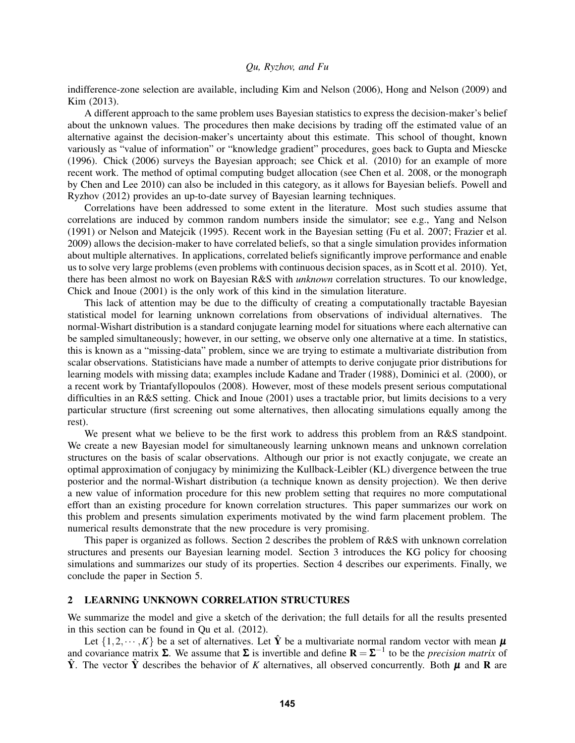indifference-zone selection are available, including Kim and Nelson (2006), Hong and Nelson (2009) and Kim (2013).

A different approach to the same problem uses Bayesian statistics to express the decision-maker's belief about the unknown values. The procedures then make decisions by trading off the estimated value of an alternative against the decision-maker's uncertainty about this estimate. This school of thought, known variously as "value of information" or "knowledge gradient" procedures, goes back to Gupta and Miescke (1996). Chick (2006) surveys the Bayesian approach; see Chick et al. (2010) for an example of more recent work. The method of optimal computing budget allocation (see Chen et al. 2008, or the monograph by Chen and Lee 2010) can also be included in this category, as it allows for Bayesian beliefs. Powell and Ryzhov (2012) provides an up-to-date survey of Bayesian learning techniques.

Correlations have been addressed to some extent in the literature. Most such studies assume that correlations are induced by common random numbers inside the simulator; see e.g., Yang and Nelson (1991) or Nelson and Matejcik (1995). Recent work in the Bayesian setting (Fu et al. 2007; Frazier et al. 2009) allows the decision-maker to have correlated beliefs, so that a single simulation provides information about multiple alternatives. In applications, correlated beliefs significantly improve performance and enable us to solve very large problems (even problems with continuous decision spaces, as in Scott et al. 2010). Yet, there has been almost no work on Bayesian R&S with *unknown* correlation structures. To our knowledge, Chick and Inoue (2001) is the only work of this kind in the simulation literature.

This lack of attention may be due to the difficulty of creating a computationally tractable Bayesian statistical model for learning unknown correlations from observations of individual alternatives. The normal-Wishart distribution is a standard conjugate learning model for situations where each alternative can be sampled simultaneously; however, in our setting, we observe only one alternative at a time. In statistics, this is known as a "missing-data" problem, since we are trying to estimate a multivariate distribution from scalar observations. Statisticians have made a number of attempts to derive conjugate prior distributions for learning models with missing data; examples include Kadane and Trader (1988), Dominici et al. (2000), or a recent work by Triantafyllopoulos (2008). However, most of these models present serious computational difficulties in an R&S setting. Chick and Inoue (2001) uses a tractable prior, but limits decisions to a very particular structure (first screening out some alternatives, then allocating simulations equally among the rest).

We present what we believe to be the first work to address this problem from an R&S standpoint. We create a new Bayesian model for simultaneously learning unknown means and unknown correlation structures on the basis of scalar observations. Although our prior is not exactly conjugate, we create an optimal approximation of conjugacy by minimizing the Kullback-Leibler (KL) divergence between the true posterior and the normal-Wishart distribution (a technique known as density projection). We then derive a new value of information procedure for this new problem setting that requires no more computational effort than an existing procedure for known correlation structures. This paper summarizes our work on this problem and presents simulation experiments motivated by the wind farm placement problem. The numerical results demonstrate that the new procedure is very promising.

This paper is organized as follows. Section 2 describes the problem of R&S with unknown correlation structures and presents our Bayesian learning model. Section 3 introduces the KG policy for choosing simulations and summarizes our study of its properties. Section 4 describes our experiments. Finally, we conclude the paper in Section 5.

## 2 LEARNING UNKNOWN CORRELATION STRUCTURES

We summarize the model and give a sketch of the derivation; the full details for all the results presented in this section can be found in Qu et al. (2012).

Let $\{1,2,\cdots,K\}$ be a set of alternatives. Let $\hat{\mathbf{Y}}$ be a multivariate normal random vector with mean $\boldsymbol{\mu}$ and covariance matrix $\boldsymbol{\Sigma}$. We assume that $\boldsymbol{\Sigma}$ is invertible and define $\mathbf{R} = \boldsymbol{\Sigma}^{-1}$ to be the *precision matrix* of $\hat{\mathbf{Y}}$. The vector $\hat{\mathbf{Y}}$ describes the behavior of $K$ alternatives, all observed concurrently. Both $\boldsymbol{\mu}$ and $\mathbf{R}$ are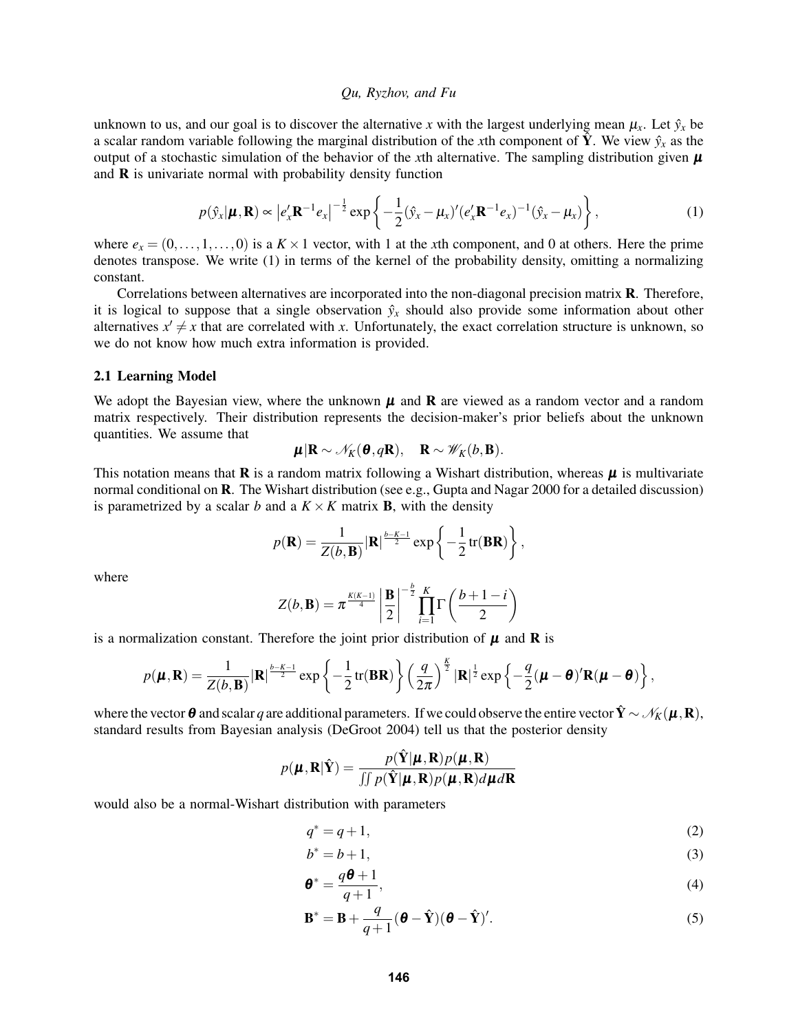unknown to us, and our goal is to discover the alternative $x$ with the largest underlying mean $\mu_x$. Let $\hat{y}_x$ be a scalar random variable following the marginal distribution of the $x$th component of $\hat{\mathbf{Y}}$. We view $\hat{y}_x$ as the output of a stochastic simulation of the behavior of the $x$th alternative. The sampling distribution given $\boldsymbol{\mu}$ and $\mathbf{R}$ is univariate normal with probability density function

$$p(\hat{y}_x|\boldsymbol{\mu},\mathbf{R}) \propto \left|e_x'\mathbf{R}^{-1}e_x\right|^{-\frac{1}{2}} \exp\left\{-\frac{1}{2}(\hat{y}_x-\mu_x)'(e_x'\mathbf{R}^{-1}e_x)^{-1}(\hat{y}_x-\mu_x)\right\}, \tag{1}$$

where $e_x = (0,\ldots,1,\ldots,0)$ is a $K\times 1$ vector, with 1 at the $x$th component, and 0 at others. Here the prime denotes transpose. We write (1) in terms of the kernel of the probability density, omitting a normalizing constant.

Correlations between alternatives are incorporated into the non-diagonal precision matrix $\mathbf{R}$. Therefore, it is logical to suppose that a single observation $\hat{y}_x$ should also provide some information about other alternatives $x' \neq x$ that are correlated with $x$. Unfortunately, the exact correlation structure is unknown, so we do not know how much extra information is provided.

### 2.1 Learning Model

We adopt the Bayesian view, where the unknown $\boldsymbol{\mu}$ and $\mathbf{R}$ are viewed as a random vector and a random matrix respectively. Their distribution represents the decision-maker's prior beliefs about the unknown quantities. We assume that

$$\boldsymbol{\mu}|\mathbf{R} \sim \mathcal{N}_K(\boldsymbol{\theta}, q\mathbf{R}), \quad \mathbf{R} \sim \mathcal{W}_K(b,\mathbf{B}).$$

This notation means that $\mathbf{R}$ is a random matrix following a Wishart distribution, whereas $\boldsymbol{\mu}$ is multivariate normal conditional on $\mathbf{R}$. The Wishart distribution (see e.g., Gupta and Nagar 2000 for a detailed discussion) is parametrized by a scalar $b$ and a $K\times K$ matrix $\mathbf{B}$, with the density

$$p(\mathbf{R}) = \frac{1}{Z(b,\mathbf{B})}|\mathbf{R}|^{\frac{b-K-1}{2}} \exp\left\{-\frac{1}{2}\mathrm{tr}(\mathbf{B}\mathbf{R})\right\},$$

where

$$Z(b,\mathbf{B}) = \pi^{\frac{K(K-1)}{4}} \left|\frac{\mathbf{B}}{2}\right|^{-\frac{b}{2}} \prod_{i=1}^{K} \Gamma\left(\frac{b+1-i}{2}\right)$$

is a normalization constant. Therefore the joint prior distribution of $\boldsymbol{\mu}$ and $\mathbf{R}$ is

$$p(\boldsymbol{\mu},\mathbf{R}) = \frac{1}{Z(b,\mathbf{B})}|\mathbf{R}|^{\frac{b-K-1}{2}} \exp\left\{-\frac{1}{2}\mathrm{tr}(\mathbf{B}\mathbf{R})\right\}\left(\frac{q}{2\pi}\right)^{\frac{K}{2}}|\mathbf{R}|^{\frac{1}{2}} \exp\left\{-\frac{q}{2}(\boldsymbol{\mu}-\boldsymbol{\theta})'\mathbf{R}(\boldsymbol{\mu}-\boldsymbol{\theta})\right\},$$

where the vector $\boldsymbol{\theta}$ and scalar $q$ are additional parameters. If we could observe the entire vector $\hat{\mathbf{Y}} \sim \mathcal{N}_K(\boldsymbol{\mu},\mathbf{R})$, standard results from Bayesian analysis (DeGroot 2004) tell us that the posterior density

$$p(\boldsymbol{\mu},\mathbf{R}|\hat{\mathbf{Y}}) = \frac{p(\hat{\mathbf{Y}}|\boldsymbol{\mu},\mathbf{R})p(\boldsymbol{\mu},\mathbf{R})}{\iint p(\hat{\mathbf{Y}}|\boldsymbol{\mu},\mathbf{R})p(\boldsymbol{\mu},\mathbf{R})d\boldsymbol{\mu}d\mathbf{R}}$$

would also be a normal-Wishart distribution with parameters

$$q^* = q+1, \tag{2}$$

$$b^* = b+1, \tag{3}$$

$$\boldsymbol{\theta}^* = \frac{q\boldsymbol{\theta}+1}{q+1}, \tag{4}$$

$$\mathbf{B}^* = \mathbf{B} + \frac{q}{q+1}(\boldsymbol{\theta}-\hat{\mathbf{Y}})(\boldsymbol{\theta}-\hat{\mathbf{Y}})'. \tag{5}$$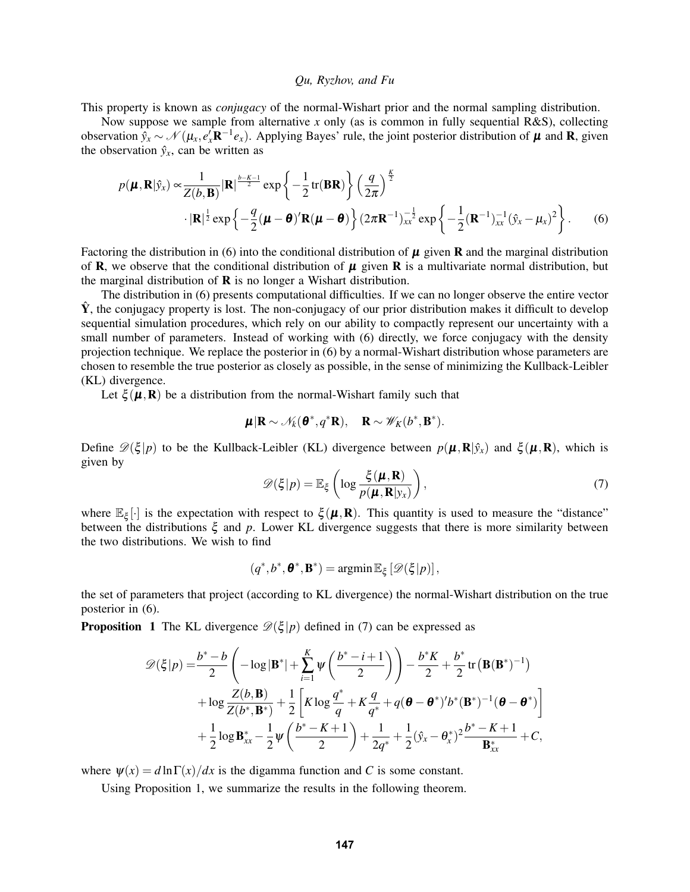This property is known as *conjugacy* of the normal-Wishart prior and the normal sampling distribution.

Now suppose we sample from alternative $x$ only (as is common in fully sequential R&S), collecting observation $\hat{y}_x \sim \mathcal{N}(\mu_x, e_x' \mathbf{R}^{-1} e_x)$. Applying Bayes' rule, the joint posterior distribution of $\boldsymbol{\mu}$ and $\mathbf{R}$, given the observation $\hat{y}_x$, can be written as

$$
\begin{aligned}
p(\boldsymbol{\mu}, \mathbf{R} | \hat{y}_x) \propto & \frac{1}{Z(b, \mathbf{B})} |\mathbf{R}|^{\frac{b-K-1}{2}} \exp\left\{ -\frac{1}{2} \operatorname{tr}(\mathbf{B}\mathbf{R}) \right\} \left( \frac{q}{2\pi} \right)^{\frac{K}{2}} \\
& \cdot |\mathbf{R}|^{\frac{1}{2}} \exp\left\{ -\frac{q}{2} (\boldsymbol{\mu} - \boldsymbol{\theta})' \mathbf{R} (\boldsymbol{\mu} - \boldsymbol{\theta}) \right\} (2\pi \mathbf{R}^{-1})_{xx}^{-\frac{1}{2}} \exp\left\{ -\frac{1}{2} (\mathbf{R}^{-1})_{xx}^{-1} (\hat{y}_x - \mu_x)^2 \right\}. \qquad (6)
\end{aligned}
$$

Factoring the distribution in (6) into the conditional distribution of $\boldsymbol{\mu}$ given $\mathbf{R}$ and the marginal distribution of $\mathbf{R}$, we observe that the conditional distribution of $\boldsymbol{\mu}$ given $\mathbf{R}$ is a multivariate normal distribution, but the marginal distribution of $\mathbf{R}$ is no longer a Wishart distribution.

The distribution in (6) presents computational difficulties. If we can no longer observe the entire vector $\hat{\mathbf{Y}}$, the conjugacy property is lost. The non-conjugacy of our prior distribution makes it difficult to develop sequential simulation procedures, which rely on our ability to compactly represent our uncertainty with a small number of parameters. Instead of working with (6) directly, we force conjugacy with the density projection technique. We replace the posterior in (6) by a normal-Wishart distribution whose parameters are chosen to resemble the true posterior as closely as possible, in the sense of minimizing the Kullback-Leibler (KL) divergence.

Let $\xi(\boldsymbol{\mu}, \mathbf{R})$ be a distribution from the normal-Wishart family such that

$$
\boldsymbol{\mu} | \mathbf{R} \sim \mathcal{N}_k(\boldsymbol{\theta}^*, q^* \mathbf{R}), \quad \mathbf{R} \sim \mathcal{W}_K(b^*, \mathbf{B}^*).
$$

Define $\mathcal{D}(\xi | p)$ to be the Kullback-Leibler (KL) divergence between $p(\boldsymbol{\mu}, \mathbf{R} | \hat{y}_x)$ and $\xi(\boldsymbol{\mu}, \mathbf{R})$, which is given by

$$
\mathcal{D}(\xi | p) = \mathbb{E}_\xi \left( \log \frac{\xi(\boldsymbol{\mu}, \mathbf{R})}{p(\boldsymbol{\mu}, \mathbf{R} | y_x)} \right), \qquad (7)
$$

where $\mathbb{E}_\xi[\cdot]$ is the expectation with respect to $\xi(\boldsymbol{\mu}, \mathbf{R})$. This quantity is used to measure the "distance" between the distributions $\xi$ and $p$. Lower KL divergence suggests that there is more similarity between the two distributions. We wish to find

$$
(q^*, b^*, \boldsymbol{\theta}^*, \mathbf{B}^*) = \operatorname{argmin} \mathbb{E}_\xi \left[ \mathcal{D}(\xi | p) \right],
$$

the set of parameters that project (according to KL divergence) the normal-Wishart distribution on the true posterior in (6).

**Proposition 1** The KL divergence $\mathcal{D}(\xi | p)$ defined in (7) can be expressed as

$$
\begin{aligned}
\mathcal{D}(\xi | p) = & \frac{b^* - b}{2} \left( -\log |\mathbf{B}^*| + \sum_{i=1}^{K} \psi\left( \frac{b^* - i + 1}{2} \right) \right) - \frac{b^* K}{2} + \frac{b^*}{2} \operatorname{tr}\left( \mathbf{B} (\mathbf{B}^*)^{-1} \right) \\
& + \log \frac{Z(b, \mathbf{B})}{Z(b^*, \mathbf{B}^*)} + \frac{1}{2} \left[ K \log \frac{q^*}{q} + K \frac{q}{q^*} + q (\boldsymbol{\theta} - \boldsymbol{\theta}^*)' b^* (\mathbf{B}^*)^{-1} (\boldsymbol{\theta} - \boldsymbol{\theta}^*) \right] \\
& + \frac{1}{2} \log \mathbf{B}^*_{xx} - \frac{1}{2} \psi\left( \frac{b^* - K + 1}{2} \right) + \frac{1}{2q^*} + \frac{1}{2} (\hat{y}_x - \theta^*_x)^2 \frac{b^* - K + 1}{\mathbf{B}^*_{xx}} + C,
\end{aligned}
$$

where $\psi(x) = d \ln \Gamma(x) / dx$ is the digamma function and $C$ is some constant.

Using Proposition 1, we summarize the results in the following theorem.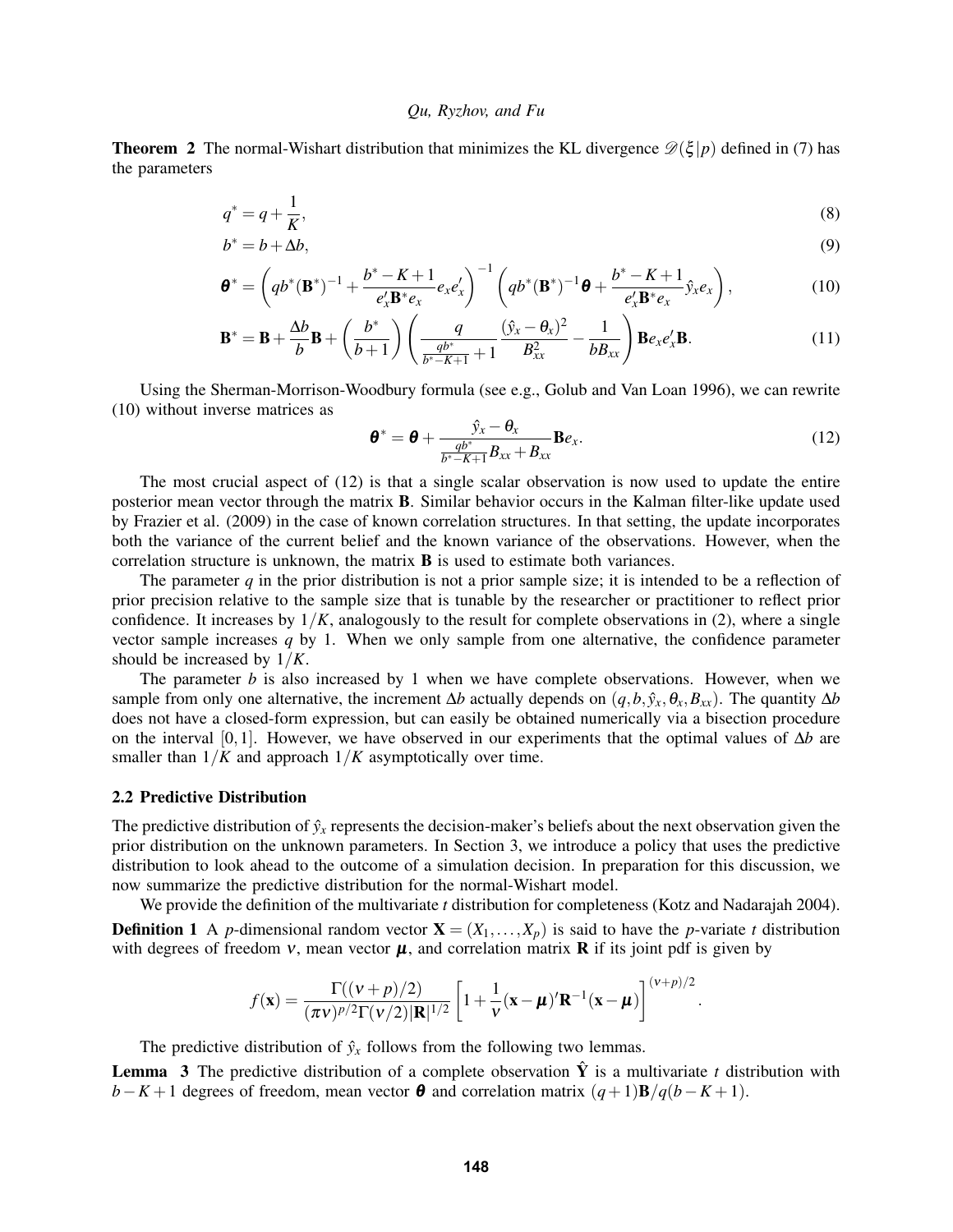**Theorem 2** The normal-Wishart distribution that minimizes the KL divergence $\mathscr{D}(\xi|p)$ defined in (7) has the parameters

$$q^* = q + \frac{1}{K}, \tag{8}$$

$$b^* = b + \Delta b, \tag{9}$$

$$\boldsymbol{\theta}^* = \left( q b^* (\mathbf{B}^*)^{-1} + \frac{b^* - K + 1}{e_x' \mathbf{B}^* e_x} e_x e_x' \right)^{-1} \left( q b^* (\mathbf{B}^*)^{-1} \boldsymbol{\theta} + \frac{b^* - K + 1}{e_x' \mathbf{B}^* e_x} \hat{y}_x e_x \right), \tag{10}$$

$$\mathbf{B}^* = \mathbf{B} + \frac{\Delta b}{b} \mathbf{B} + \left( \frac{b^*}{b+1} \right) \left( \frac{q}{\frac{q b^*}{b^* - K + 1} + 1} \frac{(\hat{y}_x - \theta_x)^2}{B_{xx}^2} - \frac{1}{b B_{xx}} \right) \mathbf{B} e_x e_x' \mathbf{B}. \tag{11}$$

Using the Sherman-Morrison-Woodbury formula (see e.g., Golub and Van Loan 1996), we can rewrite (10) without inverse matrices as

$$\boldsymbol{\theta}^* = \boldsymbol{\theta} + \frac{\hat{y}_x - \theta_x}{\frac{q b^*}{b^* - K + 1} B_{xx} + B_{xx}} \mathbf{B} e_x. \tag{12}$$

The most crucial aspect of (12) is that a single scalar observation is now used to update the entire posterior mean vector through the matrix $\mathbf{B}$. Similar behavior occurs in the Kalman filter-like update used by Frazier et al. (2009) in the case of known correlation structures. In that setting, the update incorporates both the variance of the current belief and the known variance of the observations. However, when the correlation structure is unknown, the matrix $\mathbf{B}$ is used to estimate both variances.

The parameter $q$ in the prior distribution is not a prior sample size; it is intended to be a reflection of prior precision relative to the sample size that is tunable by the researcher or practitioner to reflect prior confidence. It increases by $1/K$, analogously to the result for complete observations in (2), where a single vector sample increases $q$ by 1. When we only sample from one alternative, the confidence parameter should be increased by $1/K$.

The parameter $b$ is also increased by 1 when we have complete observations. However, when we sample from only one alternative, the increment $\Delta b$ actually depends on $(q, b, \hat{y}_x, \theta_x, B_{xx})$. The quantity $\Delta b$ does not have a closed-form expression, but can easily be obtained numerically via a bisection procedure on the interval $[0,1]$. However, we have observed in our experiments that the optimal values of $\Delta b$ are smaller than $1/K$ and approach $1/K$ asymptotically over time.

### 2.2 Predictive Distribution

The predictive distribution of $\hat{y}_x$ represents the decision-maker's beliefs about the next observation given the prior distribution on the unknown parameters. In Section 3, we introduce a policy that uses the predictive distribution to look ahead to the outcome of a simulation decision. In preparation for this discussion, we now summarize the predictive distribution for the normal-Wishart model.

We provide the definition of the multivariate $t$ distribution for completeness (Kotz and Nadarajah 2004).

**Definition 1** A $p$-dimensional random vector $\mathbf{X} = (X_1, \ldots, X_p)$ is said to have the $p$-variate $t$ distribution with degrees of freedom $\nu$, mean vector $\boldsymbol{\mu}$, and correlation matrix $\mathbf{R}$ if its joint pdf is given by

$$f(\mathbf{x}) = \frac{\Gamma((\nu + p)/2)}{(\pi \nu)^{p/2} \Gamma(\nu/2) |\mathbf{R}|^{1/2}} \left[ 1 + \frac{1}{\nu} (\mathbf{x} - \boldsymbol{\mu})' \mathbf{R}^{-1} (\mathbf{x} - \boldsymbol{\mu}) \right]^{(\nu + p)/2}.$$

The predictive distribution of $\hat{y}_x$ follows from the following two lemmas.

**Lemma 3** The predictive distribution of a complete observation $\hat{\mathbf{Y}}$ is a multivariate $t$ distribution with $b - K + 1$ degrees of freedom, mean vector $\boldsymbol{\theta}$ and correlation matrix $(q+1)\mathbf{B}/q(b - K + 1)$.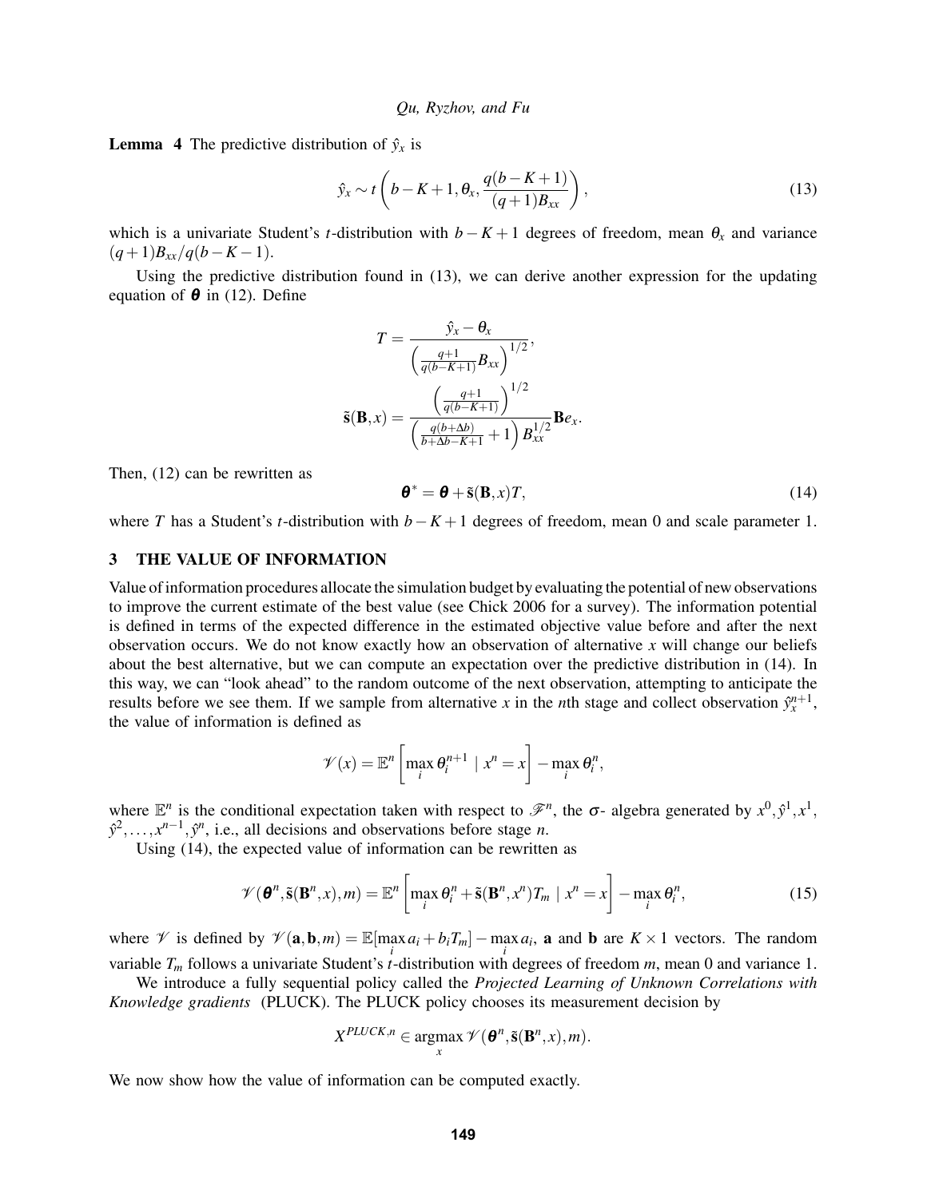**Lemma 4** The predictive distribution of $\hat{y}_x$ is

$$\hat{y}_x \sim t\left(b-K+1, \theta_x, \frac{q(b-K+1)}{(q+1)B_{xx}}\right), \tag{13}$$

which is a univariate Student's $t$-distribution with $b-K+1$ degrees of freedom, mean $\theta_x$ and variance $(q+1)B_{xx}/q(b-K-1)$.

Using the predictive distribution found in (13), we can derive another expression for the updating equation of $\boldsymbol{\theta}$ in (12). Define

$$T = \frac{\hat{y}_x - \theta_x}{\left(\frac{q+1}{q(b-K+1)}B_{xx}\right)^{1/2}},$$

$$\tilde{\mathbf{s}}(\mathbf{B},x) = \frac{\left(\frac{q+1}{q(b-K+1)}\right)^{1/2}}{\left(\frac{q(b+\Delta b)}{b+\Delta b-K+1}+1\right)B_{xx}^{1/2}}\mathbf{B}e_x.$$

Then, (12) can be rewritten as

$$\boldsymbol{\theta}^* = \boldsymbol{\theta} + \tilde{\mathbf{s}}(\mathbf{B},x)T, \tag{14}$$

where $T$ has a Student's $t$-distribution with $b-K+1$ degrees of freedom, mean 0 and scale parameter 1.

## 3 THE VALUE OF INFORMATION

Value of information procedures allocate the simulation budget by evaluating the potential of new observations to improve the current estimate of the best value (see Chick 2006 for a survey). The information potential is defined in terms of the expected difference in the estimated objective value before and after the next observation occurs. We do not know exactly how an observation of alternative $x$ will change our beliefs about the best alternative, but we can compute an expectation over the predictive distribution in (14). In this way, we can "look ahead" to the random outcome of the next observation, attempting to anticipate the results before we see them. If we sample from alternative $x$ in the $n$th stage and collect observation $\hat{y}_x^{n+1}$, the value of information is defined as

$$\mathscr{V}(x) = \mathbb{E}^n\left[\max_i \theta_i^{n+1} \mid x^n = x\right] - \max_i \theta_i^n,$$

where $\mathbb{E}^n$ is the conditional expectation taken with respect to $\mathscr{F}^n$, the $\sigma$- algebra generated by $x^0, \hat{y}^1, x^1, \hat{y}^2, \ldots, x^{n-1}, \hat{y}^n$, i.e., all decisions and observations before stage $n$.

Using (14), the expected value of information can be rewritten as

$$\mathscr{V}(\boldsymbol{\theta}^n, \tilde{\mathbf{s}}(\mathbf{B}^n,x), m) = \mathbb{E}^n\left[\max_i \theta_i^n + \tilde{\mathbf{s}}(\mathbf{B}^n,x^n)T_m \mid x^n = x\right] - \max_i \theta_i^n, \tag{15}$$

where $\mathscr{V}$ is defined by $\mathscr{V}(\mathbf{a},\mathbf{b},m) = \mathbb{E}[\max_i a_i + b_i T_m] - \max_i a_i$, $\mathbf{a}$ and $\mathbf{b}$ are $K \times 1$ vectors. The random variable $T_m$ follows a univariate Student's $t$-distribution with degrees of freedom $m$, mean 0 and variance 1.

We introduce a fully sequential policy called the *Projected Learning of Unknown Correlations with Knowledge gradients* (PLUCK). The PLUCK policy chooses its measurement decision by

$$X^{PLUCK,n} \in \operatorname*{argmax}_x \mathscr{V}(\boldsymbol{\theta}^n, \tilde{\mathbf{s}}(\mathbf{B}^n,x), m).$$

We now show how the value of information can be computed exactly.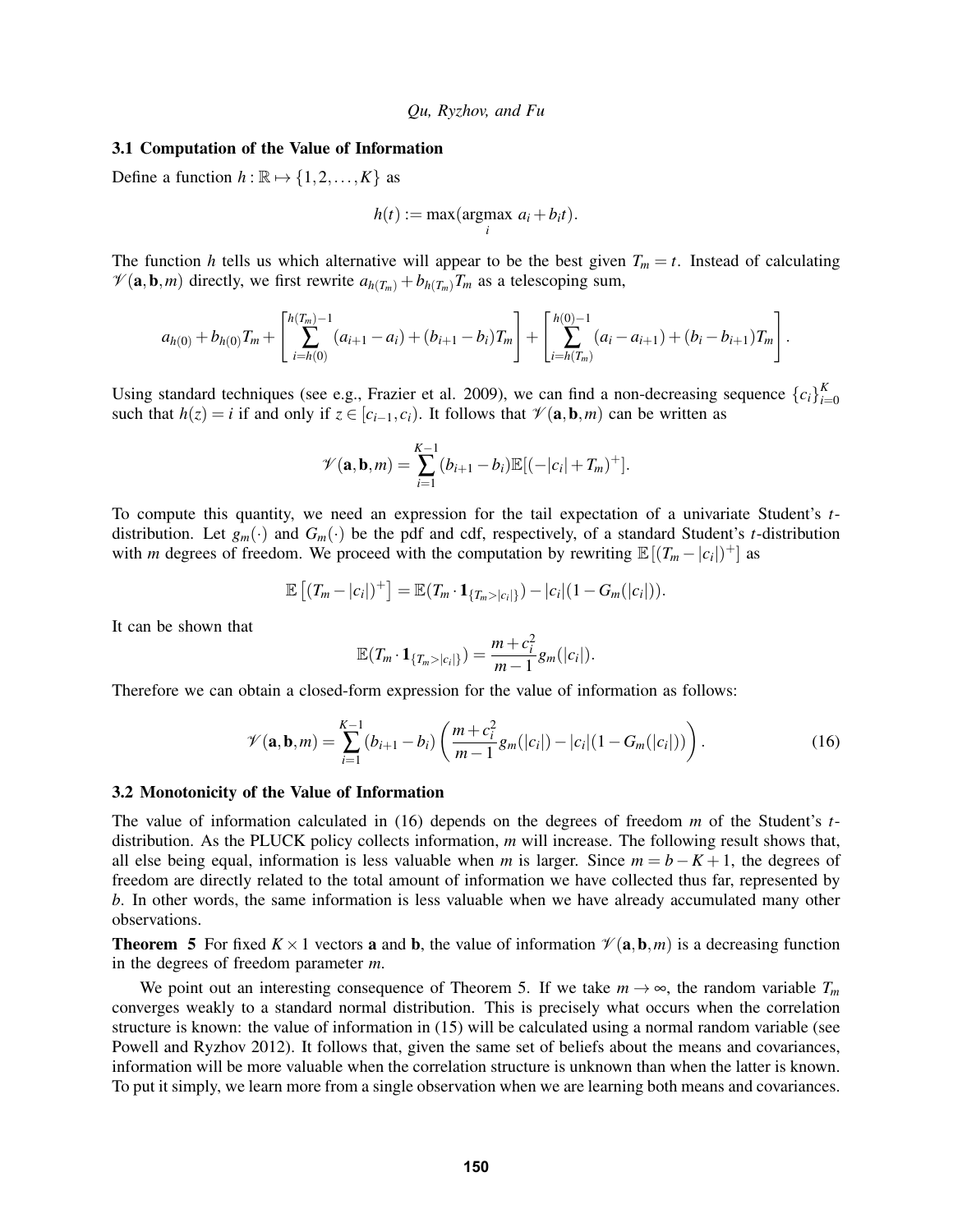### 3.1 Computation of the Value of Information

Define a function $h : \mathbb{R} \mapsto \{1, 2, \ldots, K\}$ as

$$h(t) := \max(\operatorname*{argmax}_i \; a_i + b_i t).$$

The function $h$ tells us which alternative will appear to be the best given $T_m = t$. Instead of calculating $\mathscr{V}(\mathbf{a}, \mathbf{b}, m)$ directly, we first rewrite $a_{h(T_m)} + b_{h(T_m)} T_m$ as a telescoping sum,

$$a_{h(0)} + b_{h(0)} T_m + \left[ \sum_{i=h(0)}^{h(T_m)-1} (a_{i+1} - a_i) + (b_{i+1} - b_i) T_m \right] + \left[ \sum_{i=h(T_m)}^{h(0)-1} (a_i - a_{i+1}) + (b_i - b_{i+1}) T_m \right].$$

Using standard techniques (see e.g., Frazier et al. 2009), we can find a non-decreasing sequence $\{c_i\}_{i=0}^{K}$ such that $h(z) = i$ if and only if $z \in [c_{i-1}, c_i)$. It follows that $\mathscr{V}(\mathbf{a}, \mathbf{b}, m)$ can be written as

$$\mathscr{V}(\mathbf{a}, \mathbf{b}, m) = \sum_{i=1}^{K-1} (b_{i+1} - b_i) \mathbb{E}[(-|c_i| + T_m)^+].$$

To compute this quantity, we need an expression for the tail expectation of a univariate Student's $t$-distribution. Let $g_m(\cdot)$ and $G_m(\cdot)$ be the pdf and cdf, respectively, of a standard Student's $t$-distribution with $m$ degrees of freedom. We proceed with the computation by rewriting $\mathbb{E}\left[(T_m - |c_i|)^+\right]$ as

$$\mathbb{E}\left[(T_m - |c_i|)^+\right] = \mathbb{E}(T_m \cdot \mathbf{1}_{\{T_m > |c_i|\}}) - |c_i|(1 - G_m(|c_i|)).$$

It can be shown that

$$\mathbb{E}(T_m \cdot \mathbf{1}_{\{T_m > |c_i|\}}) = \frac{m + c_i^2}{m - 1} g_m(|c_i|).$$

Therefore we can obtain a closed-form expression for the value of information as follows:

$$\mathscr{V}(\mathbf{a}, \mathbf{b}, m) = \sum_{i=1}^{K-1} (b_{i+1} - b_i) \left( \frac{m + c_i^2}{m - 1} g_m(|c_i|) - |c_i|(1 - G_m(|c_i|)) \right). \tag{16}$$

### 3.2 Monotonicity of the Value of Information

The value of information calculated in (16) depends on the degrees of freedom $m$ of the Student's $t$-distribution. As the PLUCK policy collects information, $m$ will increase. The following result shows that, all else being equal, information is less valuable when $m$ is larger. Since $m = b - K + 1$, the degrees of freedom are directly related to the total amount of information we have collected thus far, represented by $b$. In other words, the same information is less valuable when we have already accumulated many other observations.

**Theorem 5** For fixed $K \times 1$ vectors $\mathbf{a}$ and $\mathbf{b}$, the value of information $\mathscr{V}(\mathbf{a}, \mathbf{b}, m)$ is a decreasing function in the degrees of freedom parameter $m$.

We point out an interesting consequence of Theorem 5. If we take $m \to \infty$, the random variable $T_m$ converges weakly to a standard normal distribution. This is precisely what occurs when the correlation structure is known: the value of information in (15) will be calculated using a normal random variable (see Powell and Ryzhov 2012). It follows that, given the same set of beliefs about the means and covariances, information will be more valuable when the correlation structure is unknown than when the latter is known. To put it simply, we learn more from a single observation when we are learning both means and covariances.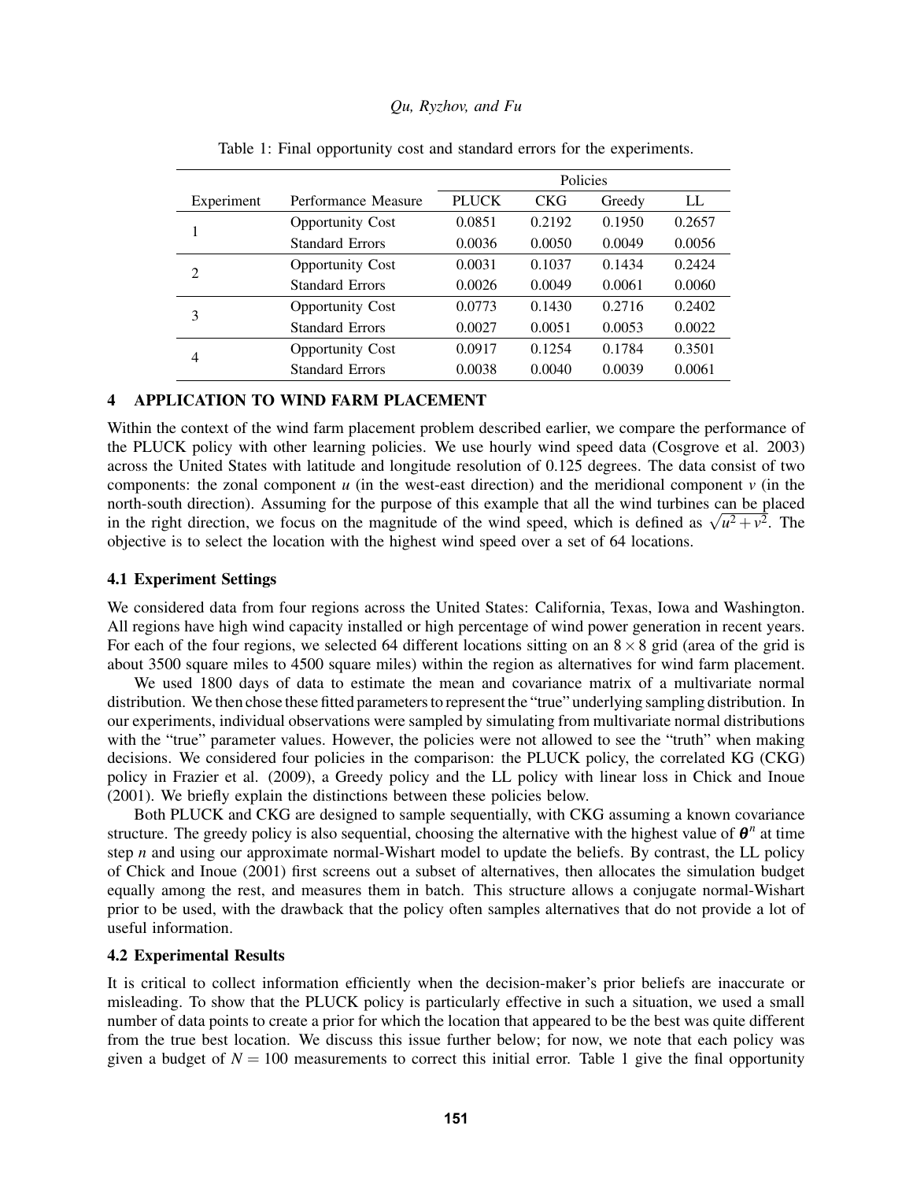Table 1: Final opportunity cost and standard errors for the experiments.

| Experiment | Performance Measure | Policies | | | |
|---|---|---|---|---|---|
| | | PLUCK | CKG | Greedy | LL |
| 1 | Opportunity Cost | 0.0851 | 0.2192 | 0.1950 | 0.2657 |
| | Standard Errors | 0.0036 | 0.0050 | 0.0049 | 0.0056 |
| 2 | Opportunity Cost | 0.0031 | 0.1037 | 0.1434 | 0.2424 |
| | Standard Errors | 0.0026 | 0.0049 | 0.0061 | 0.0060 |
| 3 | Opportunity Cost | 0.0773 | 0.1430 | 0.2716 | 0.2402 |
| | Standard Errors | 0.0027 | 0.0051 | 0.0053 | 0.0022 |
| 4 | Opportunity Cost | 0.0917 | 0.1254 | 0.1784 | 0.3501 |
| | Standard Errors | 0.0038 | 0.0040 | 0.0039 | 0.0061 |

## 4 APPLICATION TO WIND FARM PLACEMENT

Within the context of the wind farm placement problem described earlier, we compare the performance of the PLUCK policy with other learning policies. We use hourly wind speed data (Cosgrove et al. 2003) across the United States with latitude and longitude resolution of 0.125 degrees. The data consist of two components: the zonal component $u$ (in the west-east direction) and the meridional component $v$ (in the north-south direction). Assuming for the purpose of this example that all the wind turbines can be placed in the right direction, we focus on the magnitude of the wind speed, which is defined as $\sqrt{u^2+v^2}$. The objective is to select the location with the highest wind speed over a set of 64 locations.

### 4.1 Experiment Settings

We considered data from four regions across the United States: California, Texas, Iowa and Washington. All regions have high wind capacity installed or high percentage of wind power generation in recent years. For each of the four regions, we selected 64 different locations sitting on an $8 \times 8$ grid (area of the grid is about 3500 square miles to 4500 square miles) within the region as alternatives for wind farm placement.

We used 1800 days of data to estimate the mean and covariance matrix of a multivariate normal distribution. We then chose these fitted parameters to represent the "true" underlying sampling distribution. In our experiments, individual observations were sampled by simulating from multivariate normal distributions with the "true" parameter values. However, the policies were not allowed to see the "truth" when making decisions. We considered four policies in the comparison: the PLUCK policy, the correlated KG (CKG) policy in Frazier et al. (2009), a Greedy policy and the LL policy with linear loss in Chick and Inoue (2001). We briefly explain the distinctions between these policies below.

Both PLUCK and CKG are designed to sample sequentially, with CKG assuming a known covariance structure. The greedy policy is also sequential, choosing the alternative with the highest value of $\boldsymbol{\theta}^n$ at time step $n$ and using our approximate normal-Wishart model to update the beliefs. By contrast, the LL policy of Chick and Inoue (2001) first screens out a subset of alternatives, then allocates the simulation budget equally among the rest, and measures them in batch. This structure allows a conjugate normal-Wishart prior to be used, with the drawback that the policy often samples alternatives that do not provide a lot of useful information.

### 4.2 Experimental Results

It is critical to collect information efficiently when the decision-maker's prior beliefs are inaccurate or misleading. To show that the PLUCK policy is particularly effective in such a situation, we used a small number of data points to create a prior for which the location that appeared to be the best was quite different from the true best location. We discuss this issue further below; for now, we note that each policy was given a budget of $N = 100$ measurements to correct this initial error. Table 1 give the final opportunity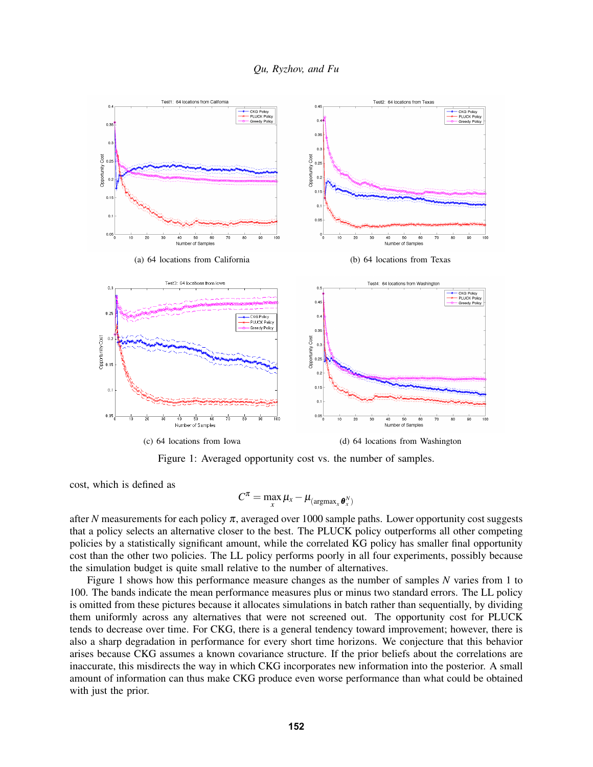(a) 64 locations from California

(b) 64 locations from Texas

(c) 64 locations from Iowa

(d) 64 locations from Washington

Figure 1: Averaged opportunity cost vs. the number of samples.

cost, which is defined as

$$C^{\pi} = \max_{x} \mu_x - \mu_{(\arg\max_x \theta_x^N)}$$

after $N$ measurements for each policy $\pi$, averaged over 1000 sample paths. Lower opportunity cost suggests that a policy selects an alternative closer to the best. The PLUCK policy outperforms all other competing policies by a statistically significant amount, while the correlated KG policy has smaller final opportunity cost than the other two policies. The LL policy performs poorly in all four experiments, possibly because the simulation budget is quite small relative to the number of alternatives.

Figure 1 shows how this performance measure changes as the number of samples $N$ varies from 1 to 100. The bands indicate the mean performance measures plus or minus two standard errors. The LL policy is omitted from these pictures because it allocates simulations in batch rather than sequentially, by dividing them uniformly across any alternatives that were not screened out. The opportunity cost for PLUCK tends to decrease over time. For CKG, there is a general tendency toward improvement; however, there is also a sharp degradation in performance for every short time horizons. We conjecture that this behavior arises because CKG assumes a known covariance structure. If the prior beliefs about the correlations are inaccurate, this misdirects the way in which CKG incorporates new information into the posterior. A small amount of information can thus make CKG produce even worse performance than what could be obtained with just the prior.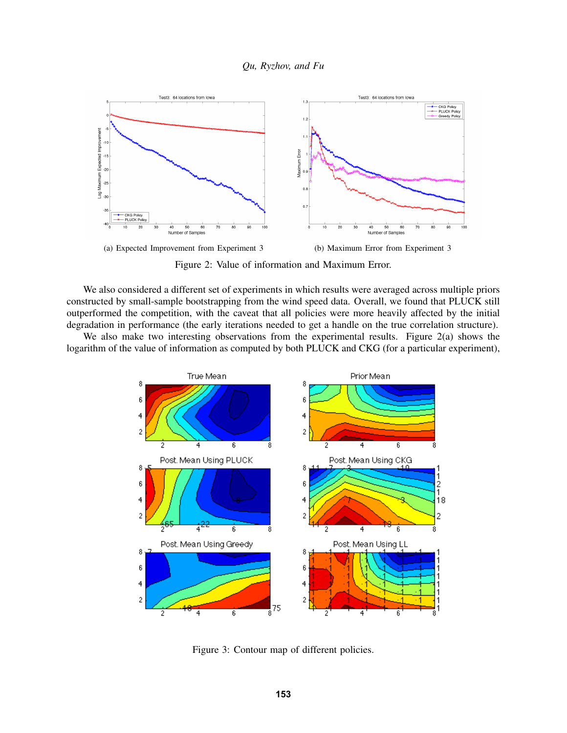(a) Expected Improvement from Experiment 3

(b) Maximum Error from Experiment 3

Figure 2: Value of information and Maximum Error.

We also considered a different set of experiments in which results were averaged across multiple priors constructed by small-sample bootstrapping from the wind speed data. Overall, we found that PLUCK still outperformed the competition, with the caveat that all policies were more heavily affected by the initial degradation in performance (the early iterations needed to get a handle on the true correlation structure).

We also make two interesting observations from the experimental results. Figure 2(a) shows the logarithm of the value of information as computed by both PLUCK and CKG (for a particular experiment),

Figure 3: Contour map of different policies.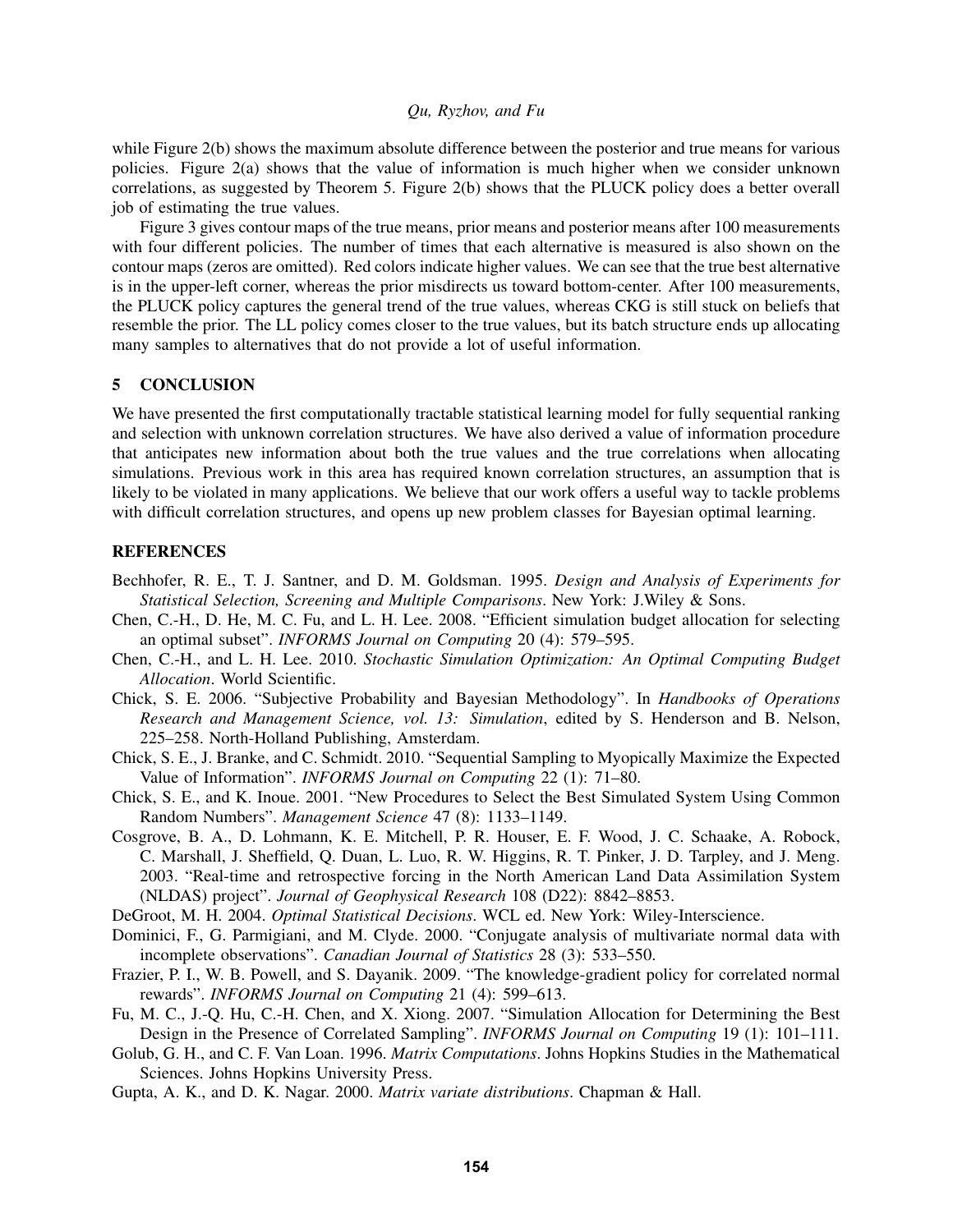while Figure 2(b) shows the maximum absolute difference between the posterior and true means for various policies. Figure 2(a) shows that the value of information is much higher when we consider unknown correlations, as suggested by Theorem 5. Figure 2(b) shows that the PLUCK policy does a better overall job of estimating the true values.

Figure 3 gives contour maps of the true means, prior means and posterior means after 100 measurements with four different policies. The number of times that each alternative is measured is also shown on the contour maps (zeros are omitted). Red colors indicate higher values. We can see that the true best alternative is in the upper-left corner, whereas the prior misdirects us toward bottom-center. After 100 measurements, the PLUCK policy captures the general trend of the true values, whereas CKG is still stuck on beliefs that resemble the prior. The LL policy comes closer to the true values, but its batch structure ends up allocating many samples to alternatives that do not provide a lot of useful information.

## 5 CONCLUSION

We have presented the first computationally tractable statistical learning model for fully sequential ranking and selection with unknown correlation structures. We have also derived a value of information procedure that anticipates new information about both the true values and the true correlations when allocating simulations. Previous work in this area has required known correlation structures, an assumption that is likely to be violated in many applications. We believe that our work offers a useful way to tackle problems with difficult correlation structures, and opens up new problem classes for Bayesian optimal learning.

## REFERENCES

Bechhofer, R. E., T. J. Santner, and D. M. Goldsman. 1995. *Design and Analysis of Experiments for Statistical Selection, Screening and Multiple Comparisons*. New York: J.Wiley & Sons.

Chen, C.-H., D. He, M. C. Fu, and L. H. Lee. 2008. "Efficient simulation budget allocation for selecting an optimal subset". *INFORMS Journal on Computing* 20 (4): 579–595.

Chen, C.-H., and L. H. Lee. 2010. *Stochastic Simulation Optimization: An Optimal Computing Budget Allocation*. World Scientific.

Chick, S. E. 2006. "Subjective Probability and Bayesian Methodology". In *Handbooks of Operations Research and Management Science, vol. 13: Simulation*, edited by S. Henderson and B. Nelson, 225–258. North-Holland Publishing, Amsterdam.

Chick, S. E., J. Branke, and C. Schmidt. 2010. "Sequential Sampling to Myopically Maximize the Expected Value of Information". *INFORMS Journal on Computing* 22 (1): 71–80.

Chick, S. E., and K. Inoue. 2001. "New Procedures to Select the Best Simulated System Using Common Random Numbers". *Management Science* 47 (8): 1133–1149.

Cosgrove, B. A., D. Lohmann, K. E. Mitchell, P. R. Houser, E. F. Wood, J. C. Schaake, A. Robock, C. Marshall, J. Sheffield, Q. Duan, L. Luo, R. W. Higgins, R. T. Pinker, J. D. Tarpley, and J. Meng. 2003. "Real-time and retrospective forcing in the North American Land Data Assimilation System (NLDAS) project". *Journal of Geophysical Research* 108 (D22): 8842–8853.

DeGroot, M. H. 2004. *Optimal Statistical Decisions*. WCL ed. New York: Wiley-Interscience.

Dominici, F., G. Parmigiani, and M. Clyde. 2000. "Conjugate analysis of multivariate normal data with incomplete observations". *Canadian Journal of Statistics* 28 (3): 533–550.

Frazier, P. I., W. B. Powell, and S. Dayanik. 2009. "The knowledge-gradient policy for correlated normal rewards". *INFORMS Journal on Computing* 21 (4): 599–613.

Fu, M. C., J.-Q. Hu, C.-H. Chen, and X. Xiong. 2007. "Simulation Allocation for Determining the Best Design in the Presence of Correlated Sampling". *INFORMS Journal on Computing* 19 (1): 101–111.

Golub, G. H., and C. F. Van Loan. 1996. *Matrix Computations*. Johns Hopkins Studies in the Mathematical Sciences. Johns Hopkins University Press.

Gupta, A. K., and D. K. Nagar. 2000. *Matrix variate distributions*. Chapman & Hall.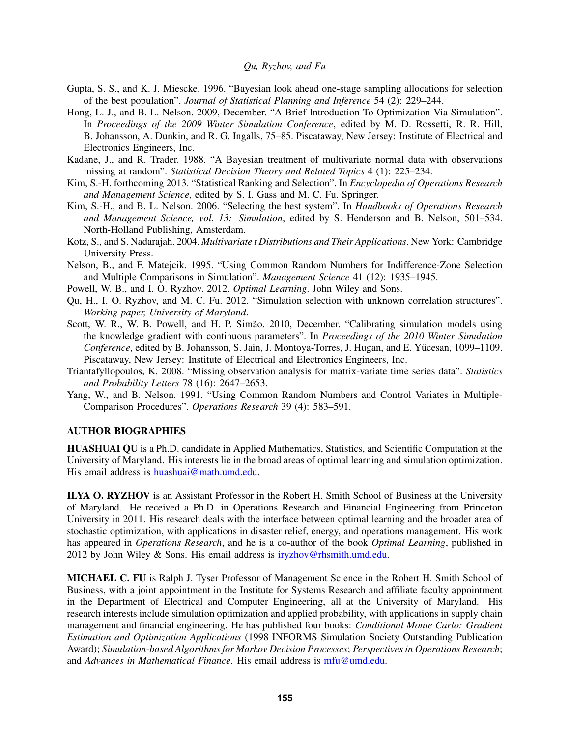Gupta, S. S., and K. J. Miescke. 1996. "Bayesian look ahead one-stage sampling allocations for selection of the best population". *Journal of Statistical Planning and Inference* 54 (2): 229–244.

Hong, L. J., and B. L. Nelson. 2009, December. "A Brief Introduction To Optimization Via Simulation". In *Proceedings of the 2009 Winter Simulation Conference*, edited by M. D. Rossetti, R. R. Hill, B. Johansson, A. Dunkin, and R. G. Ingalls, 75–85. Piscataway, New Jersey: Institute of Electrical and Electronics Engineers, Inc.

Kadane, J., and R. Trader. 1988. "A Bayesian treatment of multivariate normal data with observations missing at random". *Statistical Decision Theory and Related Topics* 4 (1): 225–234.

Kim, S.-H. forthcoming 2013. "Statistical Ranking and Selection". In *Encyclopedia of Operations Research and Management Science*, edited by S. I. Gass and M. C. Fu. Springer.

Kim, S.-H., and B. L. Nelson. 2006. "Selecting the best system". In *Handbooks of Operations Research and Management Science, vol. 13: Simulation*, edited by S. Henderson and B. Nelson, 501–534. North-Holland Publishing, Amsterdam.

Kotz, S., and S. Nadarajah. 2004. *Multivariate t Distributions and Their Applications*. New York: Cambridge University Press.

Nelson, B., and F. Matejcik. 1995. "Using Common Random Numbers for Indifference-Zone Selection and Multiple Comparisons in Simulation". *Management Science* 41 (12): 1935–1945.

Powell, W. B., and I. O. Ryzhov. 2012. *Optimal Learning*. John Wiley and Sons.

Qu, H., I. O. Ryzhov, and M. C. Fu. 2012. "Simulation selection with unknown correlation structures". *Working paper, University of Maryland*.

Scott, W. R., W. B. Powell, and H. P. Simão. 2010, December. "Calibrating simulation models using the knowledge gradient with continuous parameters". In *Proceedings of the 2010 Winter Simulation Conference*, edited by B. Johansson, S. Jain, J. Montoya-Torres, J. Hugan, and E. Yücesan, 1099–1109. Piscataway, New Jersey: Institute of Electrical and Electronics Engineers, Inc.

Triantafyllopoulos, K. 2008. "Missing observation analysis for matrix-variate time series data". *Statistics and Probability Letters* 78 (16): 2647–2653.

Yang, W., and B. Nelson. 1991. "Using Common Random Numbers and Control Variates in Multiple-Comparison Procedures". *Operations Research* 39 (4): 583–591.

## AUTHOR BIOGRAPHIES

**HUASHUAI QU** is a Ph.D. candidate in Applied Mathematics, Statistics, and Scientific Computation at the University of Maryland. His interests lie in the broad areas of optimal learning and simulation optimization. His email address is huashuai@math.umd.edu.

**ILYA O. RYZHOV** is an Assistant Professor in the Robert H. Smith School of Business at the University of Maryland. He received a Ph.D. in Operations Research and Financial Engineering from Princeton University in 2011. His research deals with the interface between optimal learning and the broader area of stochastic optimization, with applications in disaster relief, energy, and operations management. His work has appeared in *Operations Research*, and he is a co-author of the book *Optimal Learning*, published in 2012 by John Wiley & Sons. His email address is iryzhov@rhsmith.umd.edu.

**MICHAEL C. FU** is Ralph J. Tyser Professor of Management Science in the Robert H. Smith School of Business, with a joint appointment in the Institute for Systems Research and affiliate faculty appointment in the Department of Electrical and Computer Engineering, all at the University of Maryland. His research interests include simulation optimization and applied probability, with applications in supply chain management and financial engineering. He has published four books: *Conditional Monte Carlo: Gradient Estimation and Optimization Applications* (1998 INFORMS Simulation Society Outstanding Publication Award); *Simulation-based Algorithms for Markov Decision Processes*; *Perspectives in Operations Research*; and *Advances in Mathematical Finance*. His email address is mfu@umd.edu.